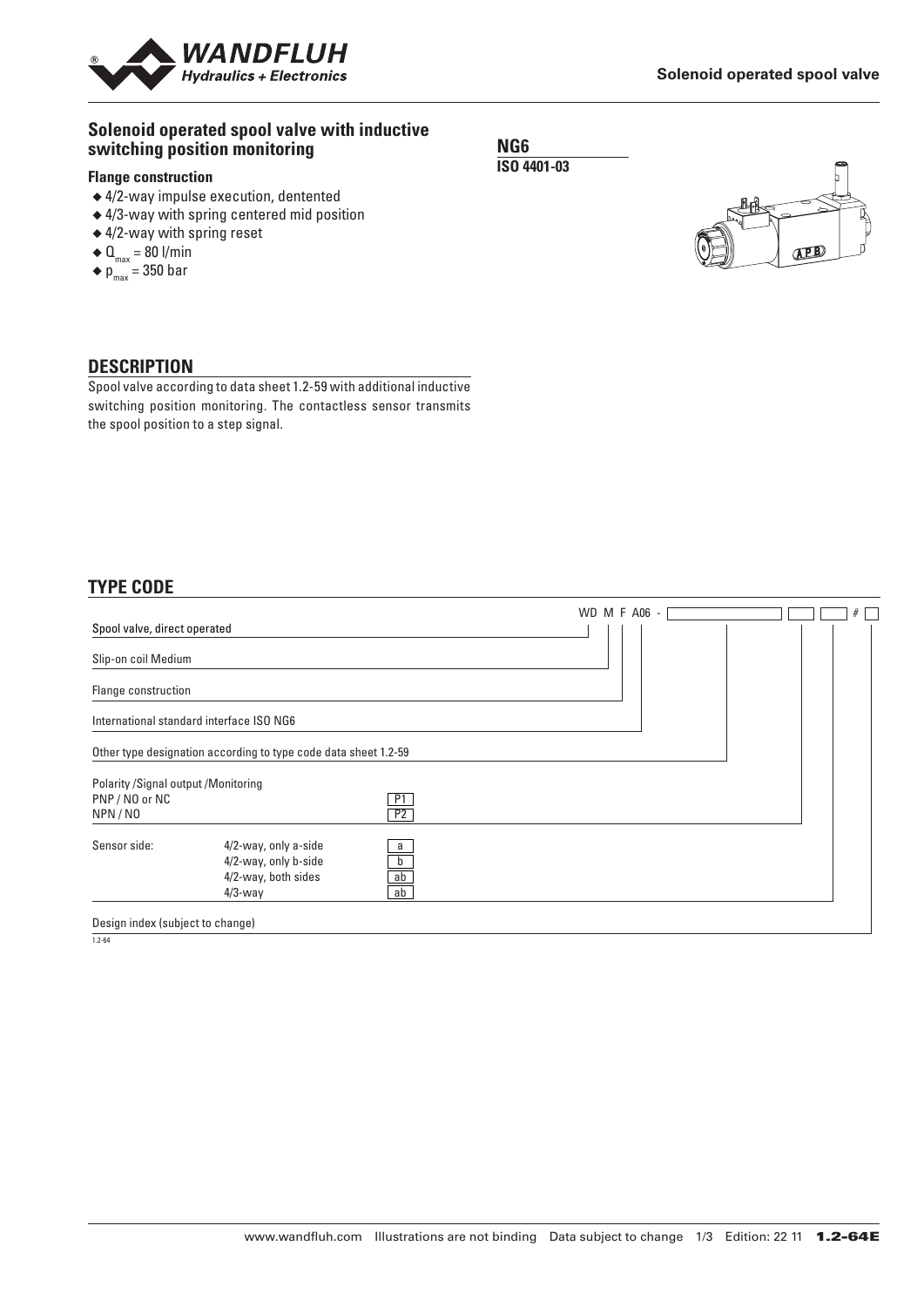## Solenoid operated spool valve with inductive switching position monitoring

**NG6**

**ISO 4401-03**

### Flange construction

- 4/2-way impulse execution, dentented
- 4/3-way with spring centered mid position
- 4/2-way with spring reset
- $Q_{max}$ = 80 l/min
- $p_{max}$ = 350 bar

## DESCRIPTION

Spool valve according to data sheet 1.2-59 with additional inductive switching position monitoring. The contactless sensor transmits the spool position to a step signal.

## TYPE CODE

WD M F A06 - [ ] [ ] [ ] # [ ]

| | | |
|---|---|---|
| Spool valve, direct operated | | WD |
| Slip-on coil Medium | | M |
| Flange construction | | F |
| International standard interface ISO NG6 | | A06 |
| Other type designation according to type code data sheet 1.2-59 | | |
| Polarity /Signal output /Monitoring | | |
| PNP / NO or NC | | P1 |
| NPN / NO | | P2 |
| Sensor side: | 4/2-way, only a-side | a |
| | 4/2-way, only b-side | b |
| | 4/2-way, both sides | ab |
| | 4/3-way | ab |
| Design index (subject to change) | | # |

1.2-64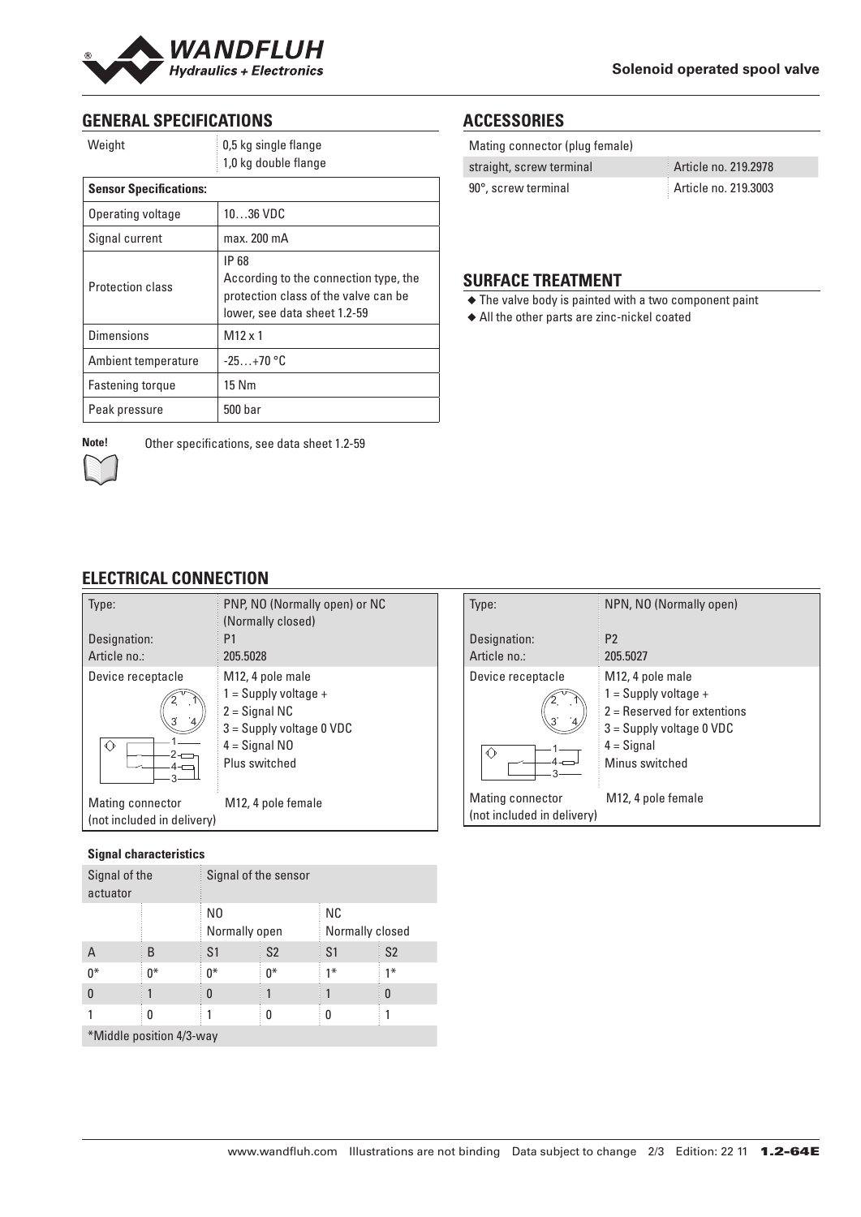## GENERAL SPECIFICATIONS

| Weight | 0,5 kg single flange<br>1,0 kg double flange |
|---|---|

| **Sensor Specifications:** | |
|---|---|
| Operating voltage | 10…36 VDC |
| Signal current | max. 200 mA |
| Protection class | IP 68<br>According to the connection type, the protection class of the valve can be lower, see data sheet 1.2-59 |
| Dimensions | M12 x 1 |
| Ambient temperature | -25…+70 °C |
| Fastening torque | 15 Nm |
| Peak pressure | 500 bar |

**Note!** Other specifications, see data sheet 1.2-59

## ACCESSORIES

| Mating connector (plug female) | |
|---|---|
| straight, screw terminal | Article no. 219.2978 |
| 90°, screw terminal | Article no. 219.3003 |

## SURFACE TREATMENT

- ◆ The valve body is painted with a two component paint
- ◆ All the other parts are zinc-nickel coated

## ELECTRICAL CONNECTION

| Type:<br>Designation:<br>Article no.: | PNP, NO (Normally open) or NC (Normally closed)<br>P1<br>205.5028 |
|---|---|
| Device receptacle | M12, 4 pole male<br>1 = Supply voltage +<br>2 = Signal NC<br>3 = Supply voltage 0 VDC<br>4 = Signal NO<br>Plus switched |
| Mating connector (not included in delivery) | M12, 4 pole female |

| Type:<br>Designation:<br>Article no.: | NPN, NO (Normally open)<br>P2<br>205.5027 |
|---|---|
| Device receptacle | M12, 4 pole male<br>1 = Supply voltage +<br>2 = Reserved for extentions<br>3 = Supply voltage 0 VDC<br>4 = Signal<br>Minus switched |
| Mating connector (not included in delivery) | M12, 4 pole female |

**Signal characteristics**

| Signal of the actuator | | Signal of the sensor | | | |
|---|---|---|---|---|---|
| | | NO Normally open | | NC Normally closed | |
| A | B | S1 | S2 | S1 | S2 |
| 0* | 0* | 0* | 0* | 1* | 1* |
| 0 | 1 | 0 | 1 | 1 | 0 |
| 1 | 0 | 1 | 0 | 0 | 1 |
| *Middle position 4/3-way | | | | | |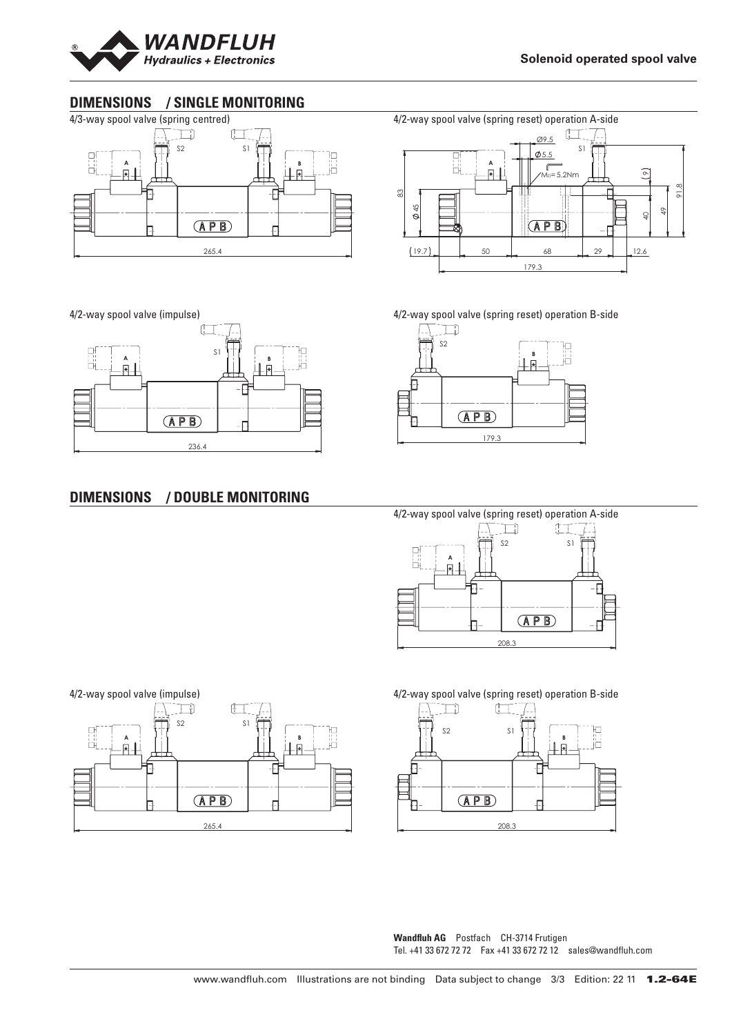## DIMENSIONS / SINGLE MONITORING

4/3-way spool valve (spring centred)

S2
S1
A
B
APB
265.4

4/2-way spool valve (spring reset) operation A-side

Ø9.5
Ø5.5
S1
A
$M_D$= 5.2Nm
83
Ø 45
(9)
91.8
40
49
APB
(19.7)
50
68
29
12.6
179.3

4/2-way spool valve (impulse)

S1
A
B
APB
236.4

4/2-way spool valve (spring reset) operation B-side

S2
B
APB
179.3

## DIMENSIONS / DOUBLE MONITORING

4/2-way spool valve (spring reset) operation A-side

S2
S1
A
APB
208.3

4/2-way spool valve (impulse)

S2
S1
A
B
APB
265.4

4/2-way spool valve (spring reset) operation B-side

S2
S1
B
APB
208.3

**Wandfluh AG** Postfach CH-3714 Frutigen
Tel. +41 33 672 72 72 Fax +41 33 672 72 12 sales@wandfluh.com